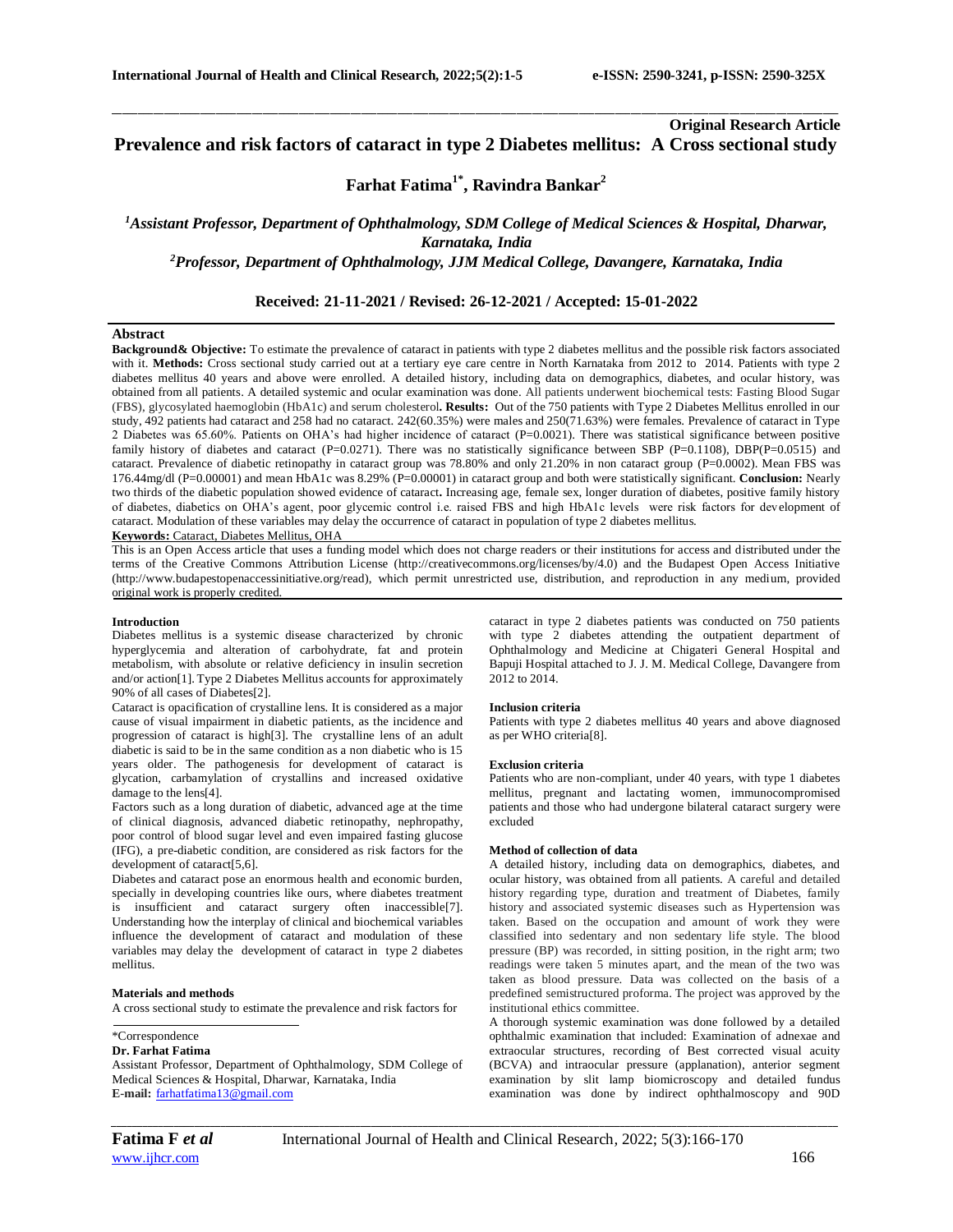**Original Research Article**

# Prevalence and risk factors of cataract in type 2 Diabetes mellitus: A Cross sectional study

**Farhat Fatima[1*], Ravindra Bankar[2]**

*[1]Assistant Professor, Department of Ophthalmology, SDM College of Medical Sciences & Hospital, Dharwar, Karnataka, India*

*[2]Professor, Department of Ophthalmology, JJM Medical College, Davangere, Karnataka, India*

**Received: 21-11-2021 / Revised: 26-12-2021 / Accepted: 15-01-2022**

## Abstract

**Background& Objective:** To estimate the prevalence of cataract in patients with type 2 diabetes mellitus and the possible risk factors associated with it. **Methods:** Cross sectional study carried out at a tertiary eye care centre in North Karnataka from 2012 to 2014. Patients with type 2 diabetes mellitus 40 years and above were enrolled. A detailed history, including data on demographics, diabetes, and ocular history, was obtained from all patients. A detailed systemic and ocular examination was done. All patients underwent biochemical tests: Fasting Blood Sugar (FBS), glycosylated haemoglobin (HbA1c) and serum cholesterol**. Results:** Out of the 750 patients with Type 2 Diabetes Mellitus enrolled in our study, 492 patients had cataract and 258 had no cataract. 242(60.35%) were males and 250(71.63%) were females. Prevalence of cataract in Type 2 Diabetes was 65.60%. Patients on OHA's had higher incidence of cataract (P=0.0021). There was statistical significance between positive family history of diabetes and cataract (P=0.0271). There was no statistically significance between SBP (P=0.1108), DBP(P=0.0515) and cataract. Prevalence of diabetic retinopathy in cataract group was 78.80% and only 21.20% in non cataract group (P=0.0002). Mean FBS was 176.44mg/dl (P=0.00001) and mean HbA1c was 8.29% (P=0.00001) in cataract group and both were statistically significant. **Conclusion:** Nearly two thirds of the diabetic population showed evidence of cataract**.** Increasing age, female sex, longer duration of diabetes, positive family history of diabetes, diabetics on OHA's agent, poor glycemic control i.e. raised FBS and high HbA1c levels were risk factors for development of cataract. Modulation of these variables may delay the occurrence of cataract in population of type 2 diabetes mellitus.

**Keywords:** Cataract, Diabetes Mellitus, OHA

This is an Open Access article that uses a funding model which does not charge readers or their institutions for access and distributed under the terms of the Creative Commons Attribution License (http://creativecommons.org/licenses/by/4.0) and the Budapest Open Access Initiative (http://www.budapestopenaccessinitiative.org/read), which permit unrestricted use, distribution, and reproduction in any medium, provided original work is properly credited.

## Introduction

Diabetes mellitus is a systemic disease characterized by chronic hyperglycemia and alteration of carbohydrate, fat and protein metabolism, with absolute or relative deficiency in insulin secretion and/or action[1]. Type 2 Diabetes Mellitus accounts for approximately 90% of all cases of Diabetes[2].

Cataract is opacification of crystalline lens. It is considered as a major cause of visual impairment in diabetic patients, as the incidence and progression of cataract is high[3]. The crystalline lens of an adult diabetic is said to be in the same condition as a non diabetic who is 15 years older. The pathogenesis for development of cataract is glycation, carbamylation of crystallins and increased oxidative damage to the lens[4].

Factors such as a long duration of diabetic, advanced age at the time of clinical diagnosis, advanced diabetic retinopathy, nephropathy, poor control of blood sugar level and even impaired fasting glucose (IFG), a pre-diabetic condition, are considered as risk factors for the development of cataract[5,6].

Diabetes and cataract pose an enormous health and economic burden, specially in developing countries like ours, where diabetes treatment is insufficient and cataract surgery often inaccessible[7]. Understanding how the interplay of clinical and biochemical variables influence the development of cataract and modulation of these variables may delay the development of cataract in type 2 diabetes mellitus.

## Materials and methods

A cross sectional study to estimate the prevalence and risk factors for cataract in type 2 diabetes patients was conducted on 750 patients with type 2 diabetes attending the outpatient department of Ophthalmology and Medicine at Chigateri General Hospital and Bapuji Hospital attached to J. J. M. Medical College, Davangere from 2012 to 2014.

### Inclusion criteria

Patients with type 2 diabetes mellitus 40 years and above diagnosed as per WHO criteria[8].

### Exclusion criteria

Patients who are non-compliant, under 40 years, with type 1 diabetes mellitus, pregnant and lactating women, immunocompromised patients and those who had undergone bilateral cataract surgery were excluded

### Method of collection of data

A detailed history, including data on demographics, diabetes, and ocular history, was obtained from all patients. A careful and detailed history regarding type, duration and treatment of Diabetes, family history and associated systemic diseases such as Hypertension was taken. Based on the occupation and amount of work they were classified into sedentary and non sedentary life style. The blood pressure (BP) was recorded, in sitting position, in the right arm; two readings were taken 5 minutes apart, and the mean of the two was taken as blood pressure. Data was collected on the basis of a predefined semistructured proforma. The project was approved by the institutional ethics committee.

A thorough systemic examination was done followed by a detailed ophthalmic examination that included: Examination of adnexae and extraocular structures, recording of Best corrected visual acuity (BCVA) and intraocular pressure (applanation), anterior segment examination by slit lamp biomicroscopy and detailed fundus examination was done by indirect ophthalmoscopy and 90D

\*Correspondence

**Dr. Farhat Fatima**

Assistant Professor, Department of Ophthalmology, SDM College of Medical Sciences & Hospital, Dharwar, Karnataka, India

**E-mail:** farhatfatima13@gmail.com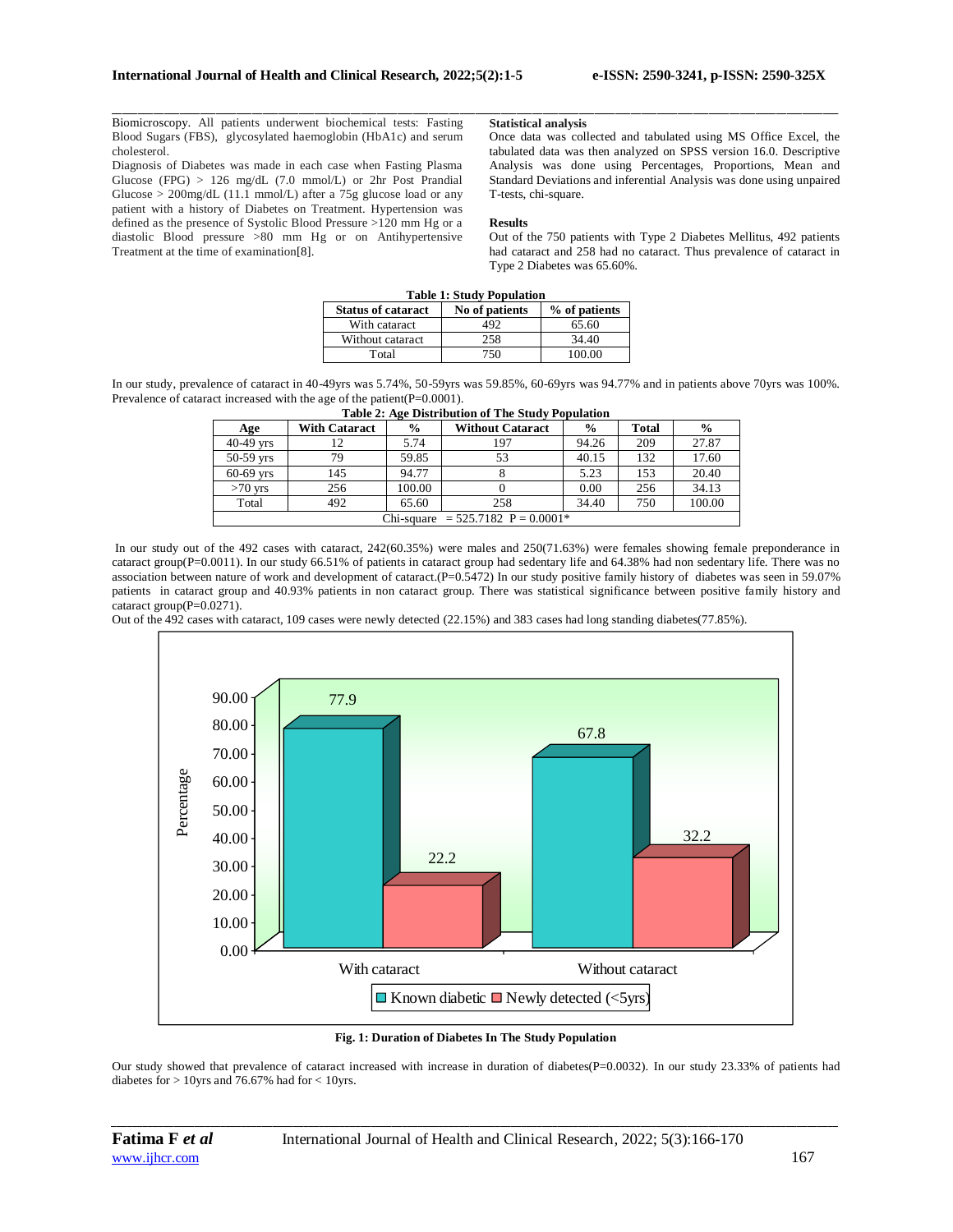Biomicroscopy. All patients underwent biochemical tests: Fasting Blood Sugars (FBS), glycosylated haemoglobin (HbA1c) and serum cholesterol.

Diagnosis of Diabetes was made in each case when Fasting Plasma Glucose (FPG) > 126 mg/dL (7.0 mmol/L) or 2hr Post Prandial Glucose > 200mg/dL (11.1 mmol/L) after a 75g glucose load or any patient with a history of Diabetes on Treatment. Hypertension was defined as the presence of Systolic Blood Pressure >120 mm Hg or a diastolic Blood pressure >80 mm Hg or on Antihypertensive Treatment at the time of examination[8].

**Statistical analysis**

Once data was collected and tabulated using MS Office Excel, the tabulated data was then analyzed on SPSS version 16.0. Descriptive Analysis was done using Percentages, Proportions, Mean and Standard Deviations and inferential Analysis was done using unpaired T-tests, chi-square.

**Results**

Out of the 750 patients with Type 2 Diabetes Mellitus, 492 patients had cataract and 258 had no cataract. Thus prevalence of cataract in Type 2 Diabetes was 65.60%.

**Table 1: Study Population**

| Status of cataract | No of patients | % of patients |
|---|---|---|
| With cataract | 492 | 65.60 |
| Without cataract | 258 | 34.40 |
| Total | 750 | 100.00 |

In our study, prevalence of cataract in 40-49yrs was 5.74%, 50-59yrs was 59.85%, 60-69yrs was 94.77% and in patients above 70yrs was 100%. Prevalence of cataract increased with the age of the patient(P=0.0001).

**Table 2: Age Distribution of The Study Population**

| Age | With Cataract | % | Without Cataract | % | Total | % |
|---|---|---|---|---|---|---|
| 40-49 yrs | 12 | 5.74 | 197 | 94.26 | 209 | 27.87 |
| 50-59 yrs | 79 | 59.85 | 53 | 40.15 | 132 | 17.60 |
| 60-69 yrs | 145 | 94.77 | 8 | 5.23 | 153 | 20.40 |
| >70 yrs | 256 | 100.00 | 0 | 0.00 | 256 | 34.13 |
| Total | 492 | 65.60 | 258 | 34.40 | 750 | 100.00 |
| Chi-square = 525.7182 P = 0.0001* | | | | | | |

In our study out of the 492 cases with cataract, 242(60.35%) were males and 250(71.63%) were females showing female preponderance in cataract group(P=0.0011). In our study 66.51% of patients in cataract group had sedentary life and 64.38% had non sedentary life. There was no association between nature of work and development of cataract.(P=0.5472) In our study positive family history of diabetes was seen in 59.07% patients in cataract group and 40.93% patients in non cataract group. There was statistical significance between positive family history and cataract group(P=0.0271).

Out of the 492 cases with cataract, 109 cases were newly detected (22.15%) and 383 cases had long standing diabetes(77.85%).

| | Known diabetic | Newly detected (<5yrs) |
|---|---|---|
| With cataract | 77.9 | 22.2 |
| Without cataract | 67.8 | 32.2 |

**Fig. 1: Duration of Diabetes In The Study Population**

Our study showed that prevalence of cataract increased with increase in duration of diabetes(P=0.0032). In our study 23.33% of patients had diabetes for > 10yrs and 76.67% had for < 10yrs.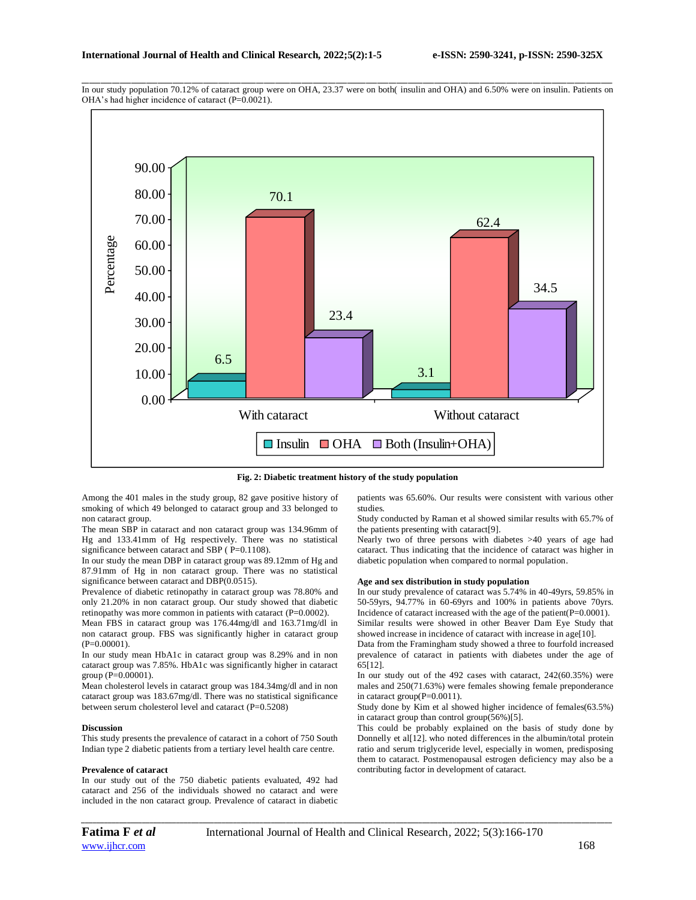In our study population 70.12% of cataract group were on OHA, 23.37 were on both( insulin and OHA) and 6.50% were on insulin. Patients on OHA's had higher incidence of cataract (P=0.0021).

**Fig. 2: Diabetic treatment history of the study population**

Among the 401 males in the study group, 82 gave positive history of smoking of which 49 belonged to cataract group and 33 belonged to non cataract group.

The mean SBP in cataract and non cataract group was 134.96mm of Hg and 133.41mm of Hg respectively. There was no statistical significance between cataract and SBP ( P=0.1108).

In our study the mean DBP in cataract group was 89.12mm of Hg and 87.91mm of Hg in non cataract group. There was no statistical significance between cataract and DBP(0.0515).

Prevalence of diabetic retinopathy in cataract group was 78.80% and only 21.20% in non cataract group. Our study showed that diabetic retinopathy was more common in patients with cataract (P=0.0002).

Mean FBS in cataract group was 176.44mg/dl and 163.71mg/dl in non cataract group. FBS was significantly higher in cataract group (P=0.00001).

In our study mean HbA1c in cataract group was 8.29% and in non cataract group was 7.85%. HbA1c was significantly higher in cataract group (P=0.00001).

Mean cholesterol levels in cataract group was 184.34mg/dl and in non cataract group was 183.67mg/dl. There was no statistical significance between serum cholesterol level and cataract (P=0.5208)

## Discussion

This study presents the prevalence of cataract in a cohort of 750 South Indian type 2 diabetic patients from a tertiary level health care centre.

### Prevalence of cataract

In our study out of the 750 diabetic patients evaluated, 492 had cataract and 256 of the individuals showed no cataract and were included in the non cataract group. Prevalence of cataract in diabetic patients was 65.60%. Our results were consistent with various other studies.

Study conducted by Raman et al showed similar results with 65.7% of the patients presenting with cataract[9].

Nearly two of three persons with diabetes >40 years of age had cataract. Thus indicating that the incidence of cataract was higher in diabetic population when compared to normal population.

### Age and sex distribution in study population

In our study prevalence of cataract was 5.74% in 40-49yrs, 59.85% in 50-59yrs, 94.77% in 60-69yrs and 100% in patients above 70yrs. Incidence of cataract increased with the age of the patient(P=0.0001).

Similar results were showed in other Beaver Dam Eye Study that showed increase in incidence of cataract with increase in age[10].

Data from the Framingham study showed a three to fourfold increased prevalence of cataract in patients with diabetes under the age of 65[12].

In our study out of the 492 cases with cataract, 242(60.35%) were males and 250(71.63%) were females showing female preponderance in cataract group(P=0.0011).

Study done by Kim et al showed higher incidence of females(63.5%) in cataract group than control group(56%)[5].

This could be probably explained on the basis of study done by Donnelly et al[12]. who noted differences in the albumin/total protein ratio and serum triglyceride level, especially in women, predisposing them to cataract. Postmenopausal estrogen deficiency may also be a contributing factor in development of cataract.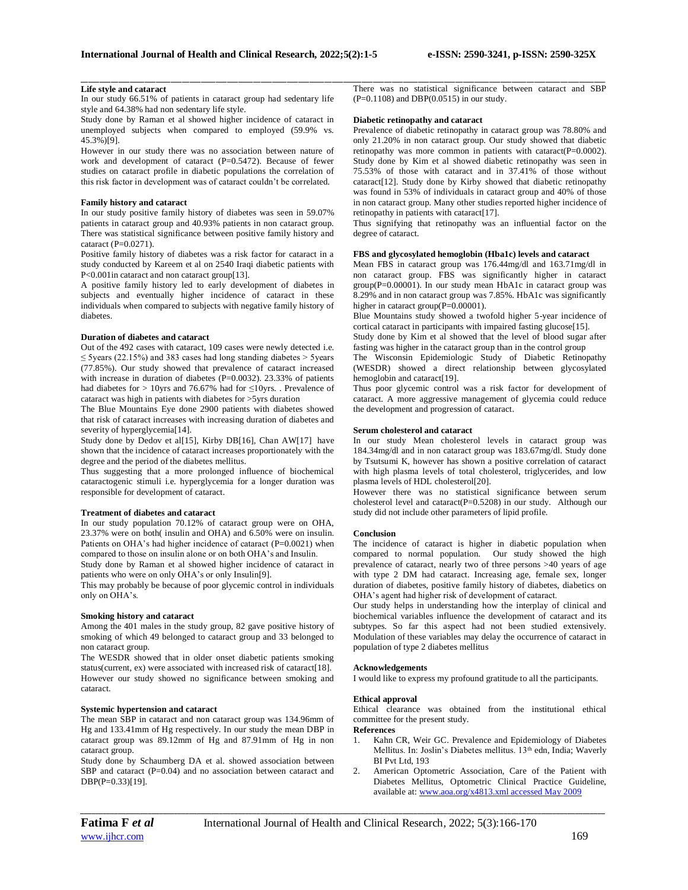### Life style and cataract

In our study 66.51% of patients in cataract group had sedentary life style and 64.38% had non sedentary life style.

Study done by Raman et al showed higher incidence of cataract in unemployed subjects when compared to employed (59.9% vs. 45.3%)[9].

However in our study there was no association between nature of work and development of cataract (P=0.5472). Because of fewer studies on cataract profile in diabetic populations the correlation of this risk factor in development was of cataract couldn't be correlated.

### Family history and cataract

In our study positive family history of diabetes was seen in 59.07% patients in cataract group and 40.93% patients in non cataract group. There was statistical significance between positive family history and cataract (P=0.0271).

Positive family history of diabetes was a risk factor for cataract in a study conducted by Kareem et al on 2540 Iraqi diabetic patients with P<0.001in cataract and non cataract group[13].

A positive family history led to early development of diabetes in subjects and eventually higher incidence of cataract in these individuals when compared to subjects with negative family history of diabetes.

### Duration of diabetes and cataract

Out of the 492 cases with cataract, 109 cases were newly detected i.e. ≤ 5years (22.15%) and 383 cases had long standing diabetes > 5years (77.85%). Our study showed that prevalence of cataract increased with increase in duration of diabetes (P=0.0032). 23.33% of patients had diabetes for > 10yrs and 76.67% had for ≤10yrs. . Prevalence of cataract was high in patients with diabetes for >5yrs duration

The Blue Mountains Eye done 2900 patients with diabetes showed that risk of cataract increases with increasing duration of diabetes and severity of hyperglycemia[14].

Study done by Dedov et al[15], Kirby DB[16], Chan AW[17] have shown that the incidence of cataract increases proportionately with the degree and the period of the diabetes mellitus.

Thus suggesting that a more prolonged influence of biochemical cataractogenic stimuli i.e. hyperglycemia for a longer duration was responsible for development of cataract.

### Treatment of diabetes and cataract

In our study population 70.12% of cataract group were on OHA, 23.37% were on both( insulin and OHA) and 6.50% were on insulin. Patients on OHA's had higher incidence of cataract (P=0.0021) when compared to those on insulin alone or on both OHA's and Insulin.

Study done by Raman et al showed higher incidence of cataract in patients who were on only OHA's or only Insulin[9].

This may probably be because of poor glycemic control in individuals only on OHA's.

### Smoking history and cataract

Among the 401 males in the study group, 82 gave positive history of smoking of which 49 belonged to cataract group and 33 belonged to non cataract group.

The WESDR showed that in older onset diabetic patients smoking status(current, ex) were associated with increased risk of cataract[18]. However our study showed no significance between smoking and cataract.

### Systemic hypertension and cataract

The mean SBP in cataract and non cataract group was 134.96mm of Hg and 133.41mm of Hg respectively. In our study the mean DBP in cataract group was 89.12mm of Hg and 87.91mm of Hg in non cataract group.

Study done by Schaumberg DA et al. showed association between SBP and cataract (P=0.04) and no association between cataract and DBP(P=0.33)[19].

There was no statistical significance between cataract and SBP (P=0.1108) and DBP(0.0515) in our study.

### Diabetic retinopathy and cataract

Prevalence of diabetic retinopathy in cataract group was 78.80% and only 21.20% in non cataract group. Our study showed that diabetic retinopathy was more common in patients with cataract(P=0.0002). Study done by Kim et al showed diabetic retinopathy was seen in 75.53% of those with cataract and in 37.41% of those without cataract[12]. Study done by Kirby showed that diabetic retinopathy was found in 53% of individuals in cataract group and 40% of those in non cataract group. Many other studies reported higher incidence of retinopathy in patients with cataract[17].

Thus signifying that retinopathy was an influential factor on the degree of cataract.

### FBS and glycosylated hemoglobin (Hba1c) levels and cataract

Mean FBS in cataract group was 176.44mg/dl and 163.71mg/dl in non cataract group. FBS was significantly higher in cataract group(P=0.00001). In our study mean HbA1c in cataract group was 8.29% and in non cataract group was 7.85%. HbA1c was significantly higher in cataract group(P=0.00001).

Blue Mountains study showed a twofold higher 5-year incidence of cortical cataract in participants with impaired fasting glucose[15].

Study done by Kim et al showed that the level of blood sugar after fasting was higher in the cataract group than in the control group

The Wisconsin Epidemiologic Study of Diabetic Retinopathy (WESDR) showed a direct relationship between glycosylated hemoglobin and cataract[19].

Thus poor glycemic control was a risk factor for development of cataract. A more aggressive management of glycemia could reduce the development and progression of cataract.

### Serum cholesterol and cataract

In our study Mean cholesterol levels in cataract group was 184.34mg/dl and in non cataract group was 183.67mg/dl. Study done by Tsutsumi K, however has shown a positive correlation of cataract with high plasma levels of total cholesterol, triglycerides, and low plasma levels of HDL cholesterol[20].

However there was no statistical significance between serum cholesterol level and cataract(P=0.5208) in our study. Although our study did not include other parameters of lipid profile.

### Conclusion

The incidence of cataract is higher in diabetic population when compared to normal population. Our study showed the high prevalence of cataract, nearly two of three persons >40 years of age with type 2 DM had cataract. Increasing age, female sex, longer duration of diabetes, positive family history of diabetes, diabetics on OHA's agent had higher risk of development of cataract.

Our study helps in understanding how the interplay of clinical and biochemical variables influence the development of cataract and its subtypes. So far this aspect had not been studied extensively. Modulation of these variables may delay the occurrence of cataract in population of type 2 diabetes mellitus

### Acknowledgements

I would like to express my profound gratitude to all the participants.

### Ethical approval

Ethical clearance was obtained from the institutional ethical committee for the present study.

### References

1. Kahn CR, Weir GC. Prevalence and Epidemiology of Diabetes Mellitus. In: Joslin's Diabetes mellitus. 13th edn, India; Waverly BI Pvt Ltd, 193
2. American Optometric Association, Care of the Patient with Diabetes Mellitus, Optometric Clinical Practice Guideline, available at: www.aoa.org/x4813.xml accessed May 2009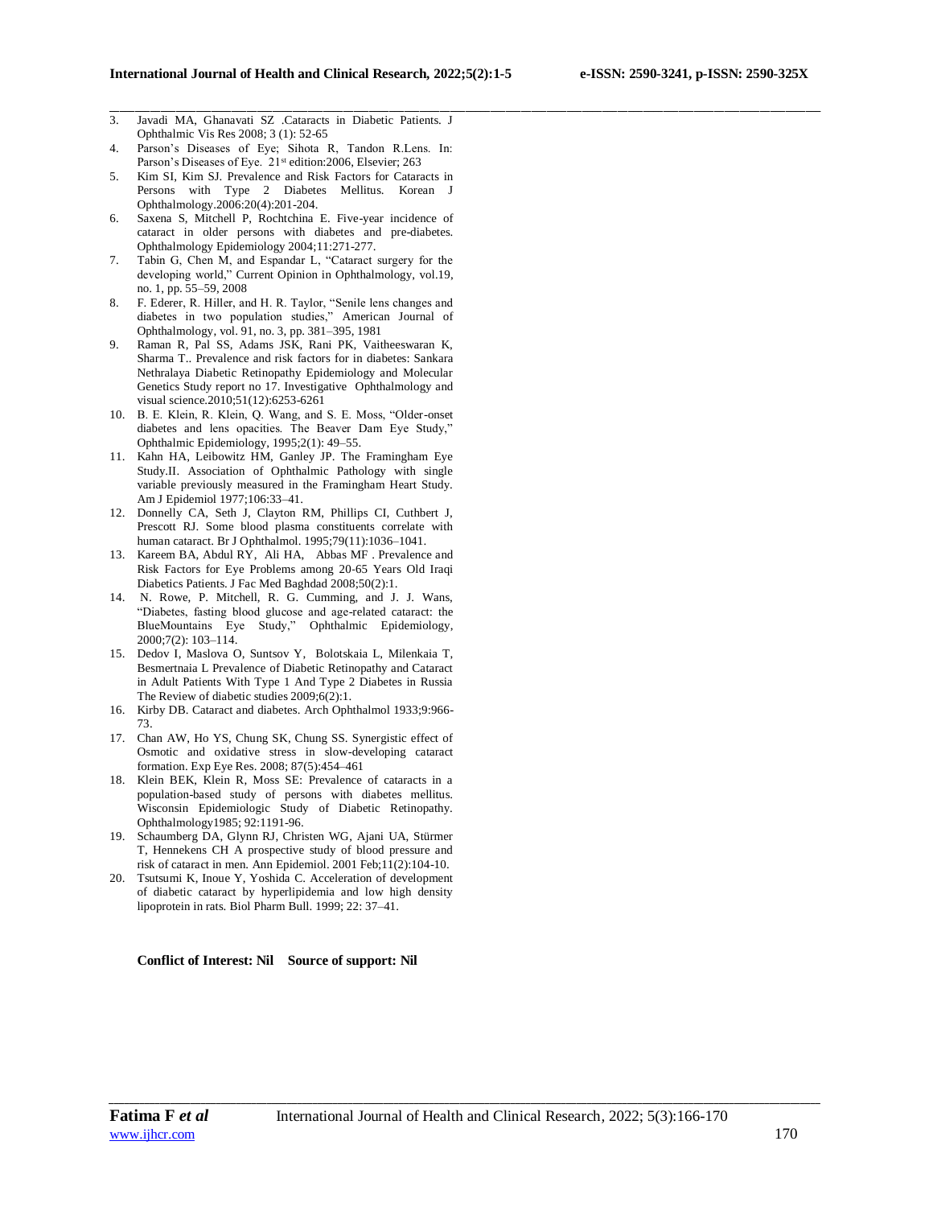3. Javadi MA, Ghanavati SZ .Cataracts in Diabetic Patients. J Ophthalmic Vis Res 2008; 3 (1): 52-65
4. Parson's Diseases of Eye; Sihota R, Tandon R.Lens. In: Parson's Diseases of Eye. 21st edition:2006, Elsevier; 263
5. Kim SI, Kim SJ. Prevalence and Risk Factors for Cataracts in Persons with Type 2 Diabetes Mellitus. Korean J Ophthalmology.2006:20(4):201-204.
6. Saxena S, Mitchell P, Rochtchina E. Five-year incidence of cataract in older persons with diabetes and pre-diabetes. Ophthalmology Epidemiology 2004;11:271-277.
7. Tabin G, Chen M, and Espandar L, "Cataract surgery for the developing world," Current Opinion in Ophthalmology, vol.19, no. 1, pp. 55–59, 2008
8. F. Ederer, R. Hiller, and H. R. Taylor, "Senile lens changes and diabetes in two population studies," American Journal of Ophthalmology, vol. 91, no. 3, pp. 381–395, 1981
9. Raman R, Pal SS, Adams JSK, Rani PK, Vaitheeswaran K, Sharma T.. Prevalence and risk factors for in diabetes: Sankara Nethralaya Diabetic Retinopathy Epidemiology and Molecular Genetics Study report no 17. Investigative Ophthalmology and visual science.2010;51(12):6253-6261
10. B. E. Klein, R. Klein, Q. Wang, and S. E. Moss, "Older-onset diabetes and lens opacities. The Beaver Dam Eye Study," Ophthalmic Epidemiology, 1995;2(1): 49–55.
11. Kahn HA, Leibowitz HM, Ganley JP. The Framingham Eye Study.II. Association of Ophthalmic Pathology with single variable previously measured in the Framingham Heart Study. Am J Epidemiol 1977;106:33–41.
12. Donnelly CA, Seth J, Clayton RM, Phillips CI, Cuthbert J, Prescott RJ. Some blood plasma constituents correlate with human cataract. Br J Ophthalmol. 1995;79(11):1036–1041.
13. Kareem BA, Abdul RY, Ali HA, Abbas MF . Prevalence and Risk Factors for Eye Problems among 20-65 Years Old Iraqi Diabetics Patients. J Fac Med Baghdad 2008;50(2):1.
14. N. Rowe, P. Mitchell, R. G. Cumming, and J. J. Wans, "Diabetes, fasting blood glucose and age-related cataract: the BlueMountains Eye Study," Ophthalmic Epidemiology, 2000;7(2): 103–114.
15. Dedov I, Maslova O, Suntsov Y, Bolotskaia L, Milenkaia T, Besmertnaia L Prevalence of Diabetic Retinopathy and Cataract in Adult Patients With Type 1 And Type 2 Diabetes in Russia The Review of diabetic studies 2009;6(2):1.
16. Kirby DB. Cataract and diabetes. Arch Ophthalmol 1933;9:966-73.
17. Chan AW, Ho YS, Chung SK, Chung SS. Synergistic effect of Osmotic and oxidative stress in slow-developing cataract formation. Exp Eye Res. 2008; 87(5):454–461
18. Klein BEK, Klein R, Moss SE: Prevalence of cataracts in a population-based study of persons with diabetes mellitus. Wisconsin Epidemiologic Study of Diabetic Retinopathy. Ophthalmology1985; 92:1191-96.
19. Schaumberg DA, Glynn RJ, Christen WG, Ajani UA, Stürmer T, Hennekens CH A prospective study of blood pressure and risk of cataract in men. Ann Epidemiol. 2001 Feb;11(2):104-10.
20. Tsutsumi K, Inoue Y, Yoshida C. Acceleration of development of diabetic cataract by hyperlipidemia and low high density lipoprotein in rats. Biol Pharm Bull. 1999; 22: 37–41.

**Conflict of Interest: Nil Source of support: Nil**